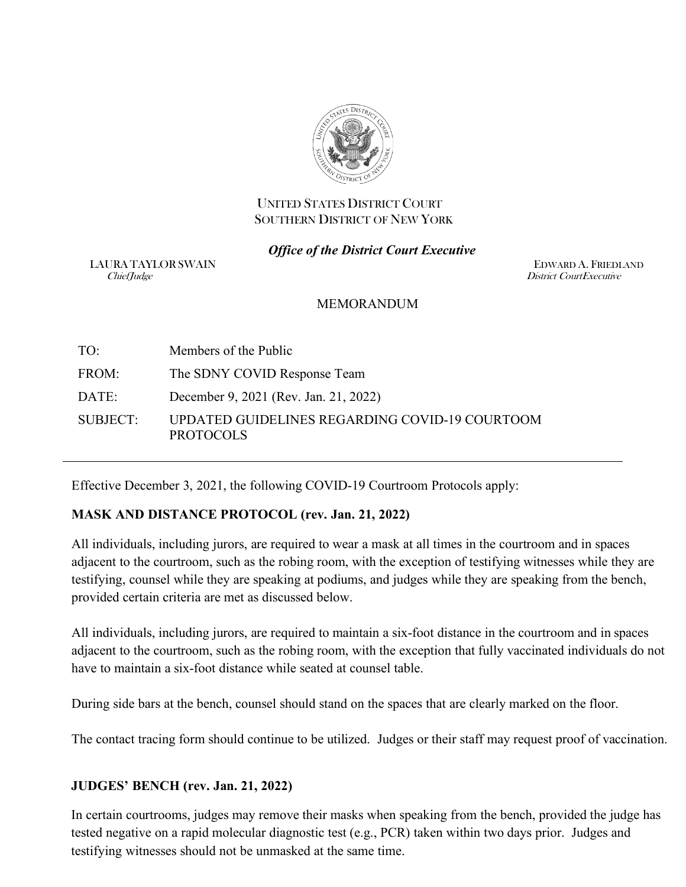UNITED STATES DISTRICT COURT
SOUTHERN DISTRICT OF NEW YORK

***Office of the District Court Executive***

LAURA TAYLOR SWAIN
*Chief Judge*

EDWARD A. FRIEDLAND
*District Court Executive*

MEMORANDUM

| | |
|---|---|
| TO: | Members of the Public |
| FROM: | The SDNY COVID Response Team |
| DATE: | December 9, 2021 (Rev. Jan. 21, 2022) |
| SUBJECT: | UPDATED GUIDELINES REGARDING COVID-19 COURTOOM PROTOCOLS |

---

Effective December 3, 2021, the following COVID-19 Courtroom Protocols apply:

**MASK AND DISTANCE PROTOCOL (rev. Jan. 21, 2022)**

All individuals, including jurors, are required to wear a mask at all times in the courtroom and in spaces adjacent to the courtroom, such as the robing room, with the exception of testifying witnesses while they are testifying, counsel while they are speaking at podiums, and judges while they are speaking from the bench, provided certain criteria are met as discussed below.

All individuals, including jurors, are required to maintain a six-foot distance in the courtroom and in spaces adjacent to the courtroom, such as the robing room, with the exception that fully vaccinated individuals do not have to maintain a six-foot distance while seated at counsel table.

During side bars at the bench, counsel should stand on the spaces that are clearly marked on the floor.

The contact tracing form should continue to be utilized. Judges or their staff may request proof of vaccination.

**JUDGES' BENCH (rev. Jan. 21, 2022)**

In certain courtrooms, judges may remove their masks when speaking from the bench, provided the judge has tested negative on a rapid molecular diagnostic test (e.g., PCR) taken within two days prior. Judges and testifying witnesses should not be unmasked at the same time.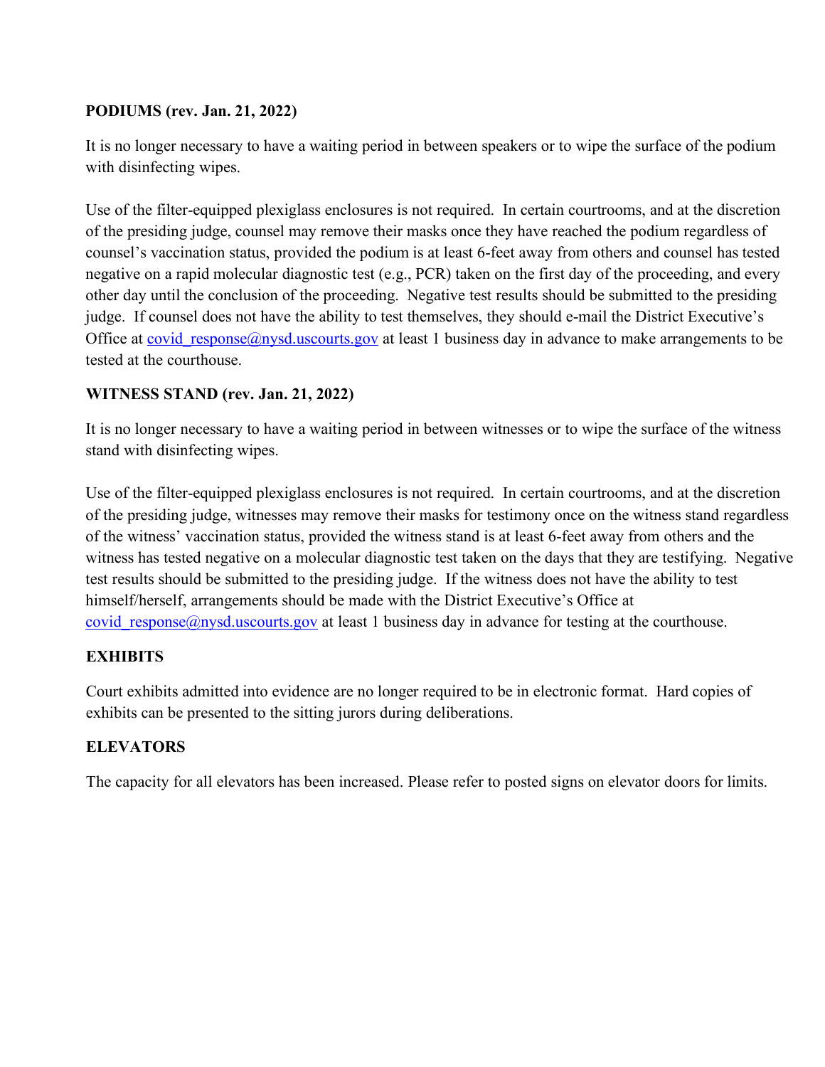**PODIUMS (rev. Jan. 21, 2022)**

It is no longer necessary to have a waiting period in between speakers or to wipe the surface of the podium with disinfecting wipes.

Use of the filter-equipped plexiglass enclosures is not required. In certain courtrooms, and at the discretion of the presiding judge, counsel may remove their masks once they have reached the podium regardless of counsel's vaccination status, provided the podium is at least 6-feet away from others and counsel has tested negative on a rapid molecular diagnostic test (e.g., PCR) taken on the first day of the proceeding, and every other day until the conclusion of the proceeding. Negative test results should be submitted to the presiding judge. If counsel does not have the ability to test themselves, they should e-mail the District Executive's Office at covid_response@nysd.uscourts.gov at least 1 business day in advance to make arrangements to be tested at the courthouse.

**WITNESS STAND (rev. Jan. 21, 2022)**

It is no longer necessary to have a waiting period in between witnesses or to wipe the surface of the witness stand with disinfecting wipes.

Use of the filter-equipped plexiglass enclosures is not required. In certain courtrooms, and at the discretion of the presiding judge, witnesses may remove their masks for testimony once on the witness stand regardless of the witness' vaccination status, provided the witness stand is at least 6-feet away from others and the witness has tested negative on a molecular diagnostic test taken on the days that they are testifying. Negative test results should be submitted to the presiding judge. If the witness does not have the ability to test himself/herself, arrangements should be made with the District Executive's Office at covid_response@nysd.uscourts.gov at least 1 business day in advance for testing at the courthouse.

**EXHIBITS**

Court exhibits admitted into evidence are no longer required to be in electronic format. Hard copies of exhibits can be presented to the sitting jurors during deliberations.

**ELEVATORS**

The capacity for all elevators has been increased. Please refer to posted signs on elevator doors for limits.